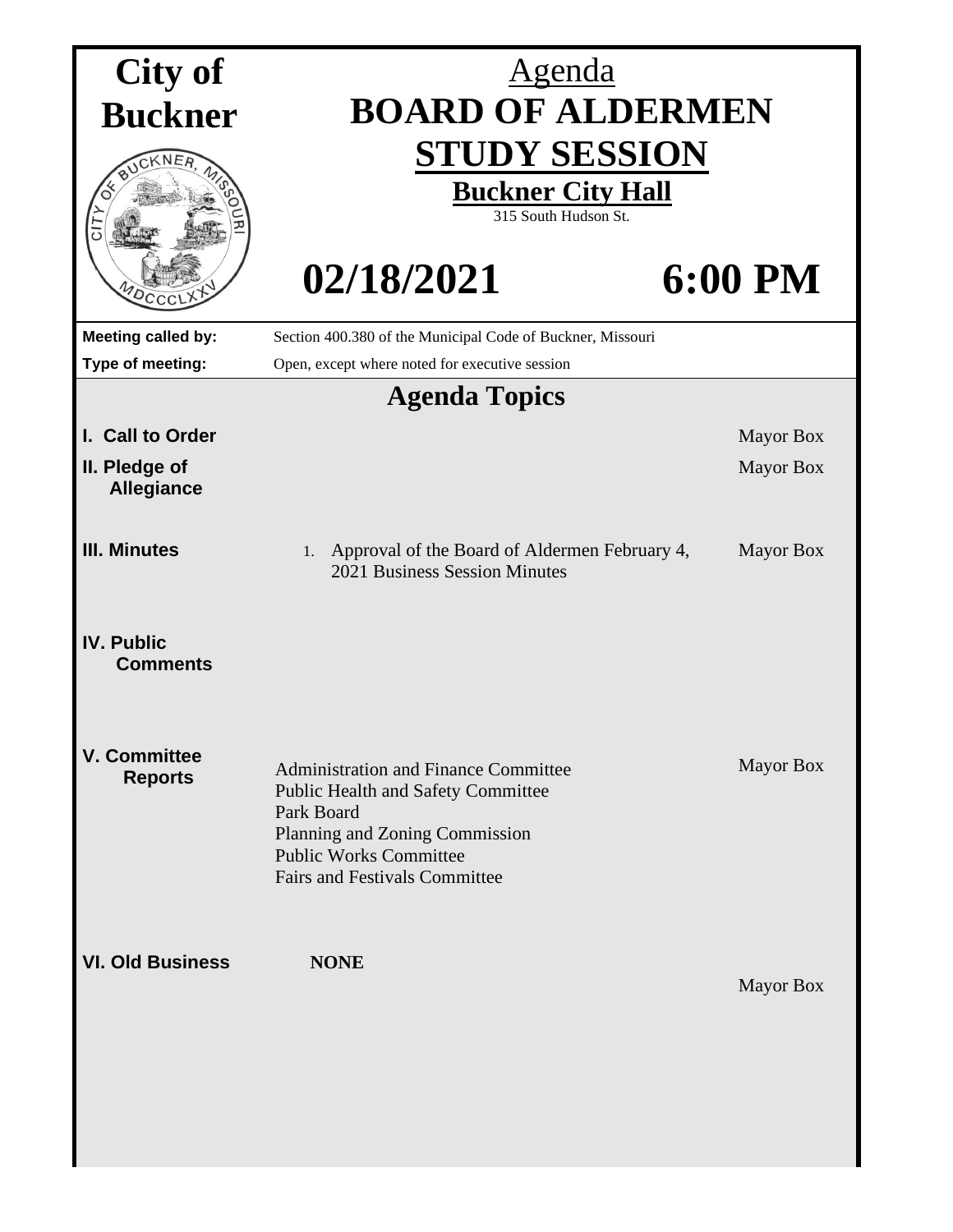# City of Buckner

# Agenda

# BOARD OF ALDERMEN STUDY SESSION

**Buckner City Hall**

315 South Hudson St.

## 02/18/2021 6:00 PM

| | |
|---|---|
| **Meeting called by:** | Section 400.380 of the Municipal Code of Buckner, Missouri |
| **Type of meeting:** | Open, except where noted for executive session |

## Agenda Topics

| | | |
|---|---|---|
| **I. Call to Order** | | Mayor Box |
| **II. Pledge of Allegiance** | | Mayor Box |
| **III. Minutes** | 1. Approval of the Board of Aldermen February 4, 2021 Business Session Minutes | Mayor Box |
| **IV. Public Comments** | | |
| **V. Committee Reports** | Administration and Finance Committee<br>Public Health and Safety Committee<br>Park Board<br>Planning and Zoning Commission<br>Public Works Committee<br>Fairs and Festivals Committee | Mayor Box |
| **VI. Old Business** | **NONE** | Mayor Box |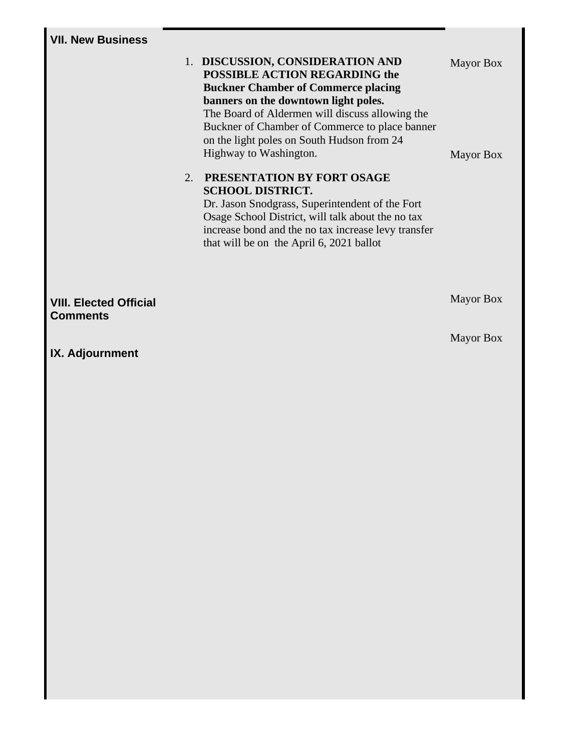## VII. New Business

1. **DISCUSSION, CONSIDERATION AND POSSIBLE ACTION REGARDING the Buckner Chamber of Commerce placing banners on the downtown light poles.**
   The Board of Aldermen will discuss allowing the Buckner of Chamber of Commerce to place banner on the light poles on South Hudson from 24 Highway to Washington.

   Mayor Box

2. **PRESENTATION BY FORT OSAGE SCHOOL DISTRICT.**
   Dr. Jason Snodgrass, Superintendent of the Fort Osage School District, will talk about the no tax increase bond and the no tax increase levy transfer that will be on the April 6, 2021 ballot

   Mayor Box

## VIII. Elected Official Comments

Mayor Box

## IX. Adjournment

Mayor Box